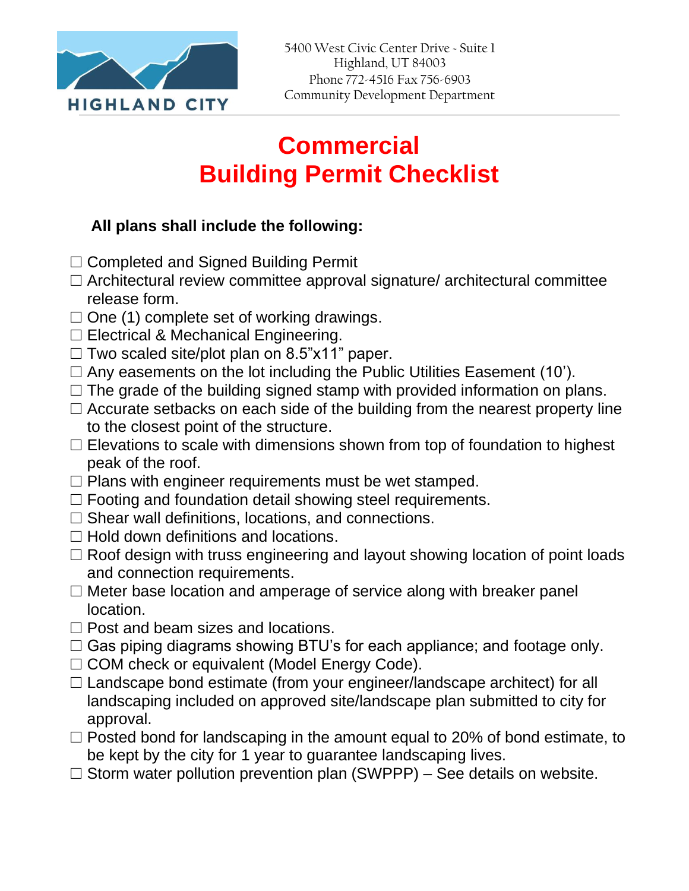HIGHLAND CITY

5400 West Civic Center Drive - Suite 1
Highland, UT 84003
Phone 772-4516 Fax 756-6903
Community Development Department

# Commercial
# Building Permit Checklist

**All plans shall include the following:**

- ☐ Completed and Signed Building Permit
- ☐ Architectural review committee approval signature/ architectural committee release form.
- ☐ One (1) complete set of working drawings.
- ☐ Electrical & Mechanical Engineering.
- ☐ Two scaled site/plot plan on 8.5"x11" paper.
- ☐ Any easements on the lot including the Public Utilities Easement (10').
- ☐ The grade of the building signed stamp with provided information on plans.
- ☐ Accurate setbacks on each side of the building from the nearest property line to the closest point of the structure.
- ☐ Elevations to scale with dimensions shown from top of foundation to highest peak of the roof.
- ☐ Plans with engineer requirements must be wet stamped.
- ☐ Footing and foundation detail showing steel requirements.
- ☐ Shear wall definitions, locations, and connections.
- ☐ Hold down definitions and locations.
- ☐ Roof design with truss engineering and layout showing location of point loads and connection requirements.
- ☐ Meter base location and amperage of service along with breaker panel location.
- ☐ Post and beam sizes and locations.
- ☐ Gas piping diagrams showing BTU's for each appliance; and footage only.
- ☐ COM check or equivalent (Model Energy Code).
- ☐ Landscape bond estimate (from your engineer/landscape architect) for all landscaping included on approved site/landscape plan submitted to city for approval.
- ☐ Posted bond for landscaping in the amount equal to 20% of bond estimate, to be kept by the city for 1 year to guarantee landscaping lives.
- ☐ Storm water pollution prevention plan (SWPPP) – See details on website.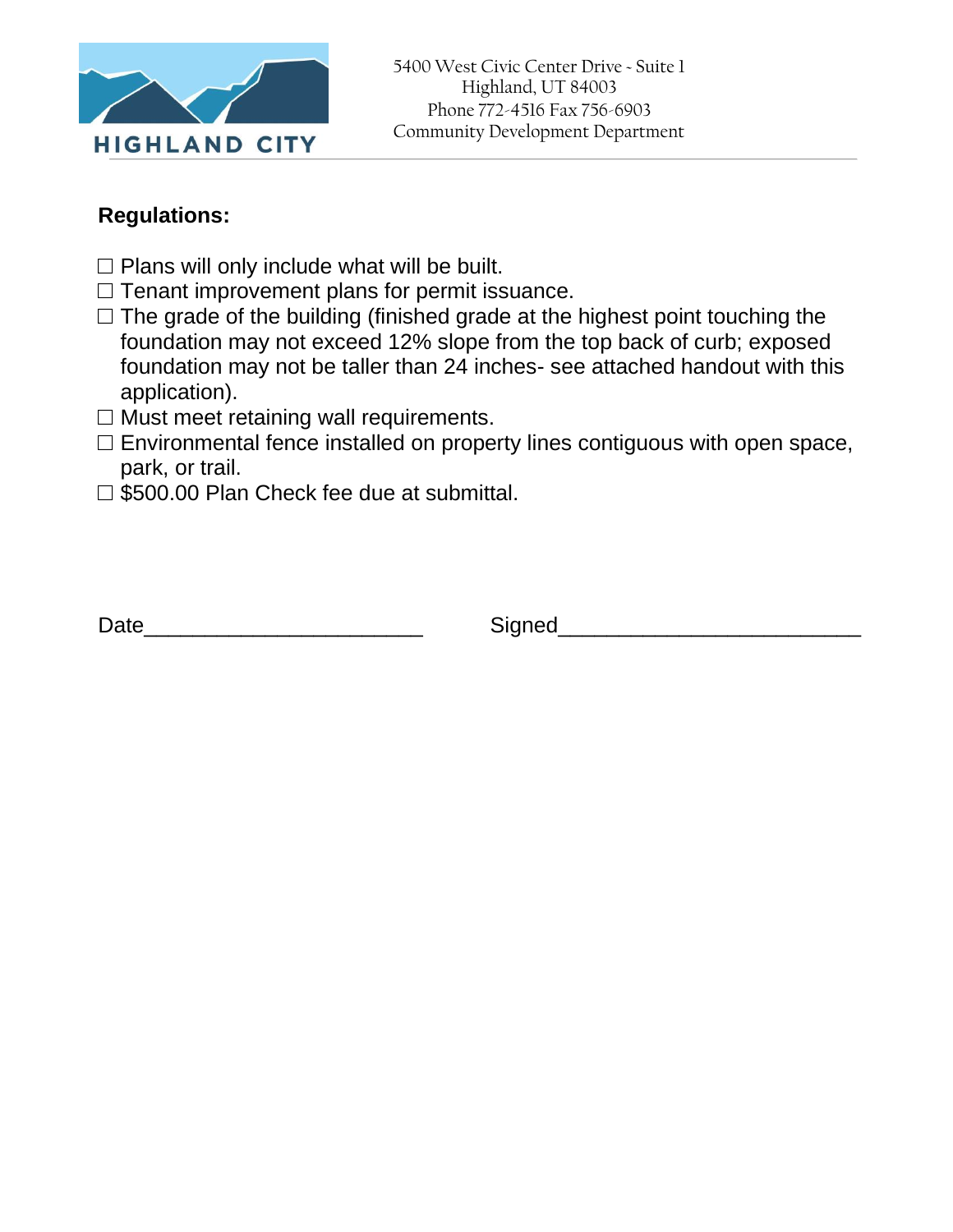HIGHLAND CITY

5400 West Civic Center Drive - Suite 1
Highland, UT 84003
Phone 772-4516 Fax 756-6903
Community Development Department

**Regulations:**

- ☐ Plans will only include what will be built.
- ☐ Tenant improvement plans for permit issuance.
- ☐ The grade of the building (finished grade at the highest point touching the foundation may not exceed 12% slope from the top back of curb; exposed foundation may not be taller than 24 inches- see attached handout with this application).
- ☐ Must meet retaining wall requirements.
- ☐ Environmental fence installed on property lines contiguous with open space, park, or trail.
- ☐ $500.00 Plan Check fee due at submittal.

Date______________________ Signed________________________